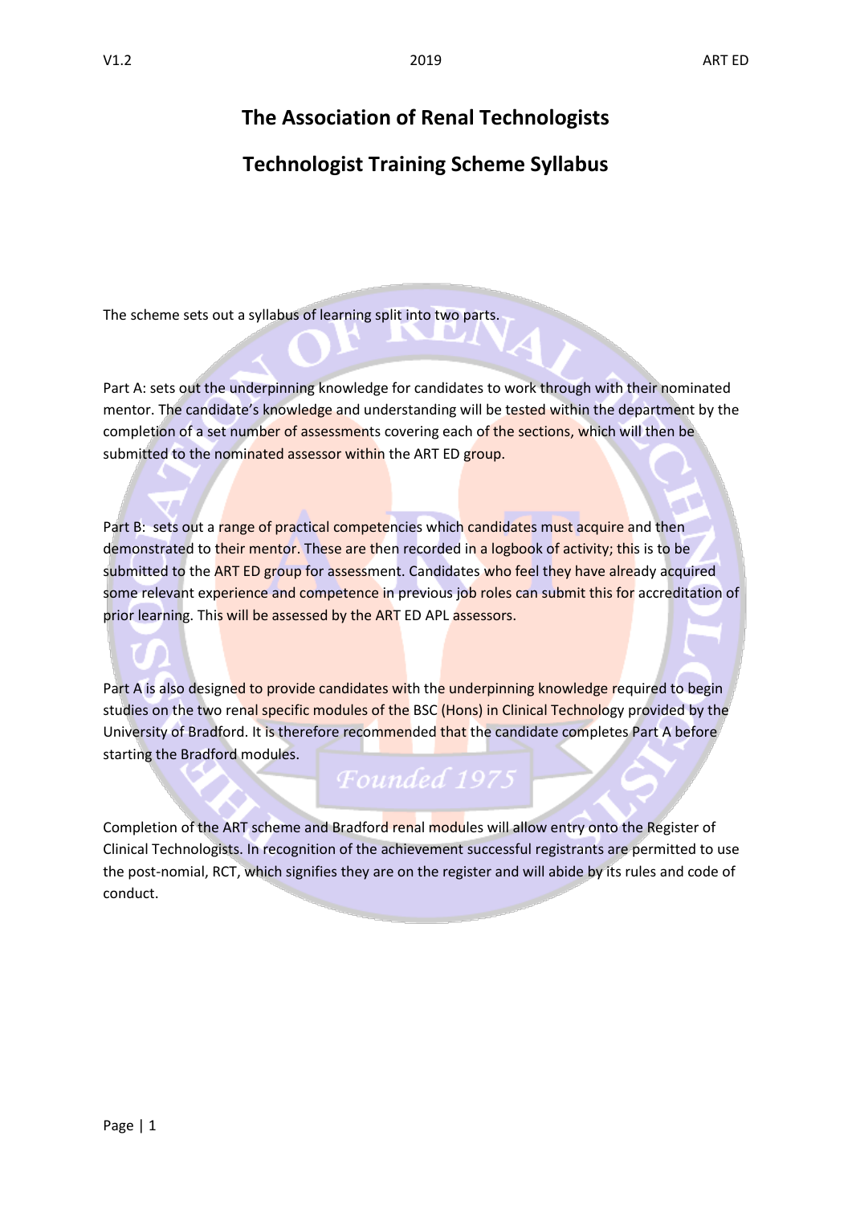# The Association of Renal Technologists

# Technologist Training Scheme Syllabus

The scheme sets out a syllabus of learning split into two parts.

Part A: sets out the underpinning knowledge for candidates to work through with their nominated mentor. The candidate's knowledge and understanding will be tested within the department by the completion of a set number of assessments covering each of the sections, which will then be submitted to the nominated assessor within the ART ED group.

Part B: sets out a range of practical competencies which candidates must acquire and then demonstrated to their mentor. These are then recorded in a logbook of activity; this is to be submitted to the ART ED group for assessment. Candidates who feel they have already acquired some relevant experience and competence in previous job roles can submit this for accreditation of prior learning. This will be assessed by the ART ED APL assessors.

Part A is also designed to provide candidates with the underpinning knowledge required to begin studies on the two renal specific modules of the BSC (Hons) in Clinical Technology provided by the University of Bradford. It is therefore recommended that the candidate completes Part A before starting the Bradford modules.

Completion of the ART scheme and Bradford renal modules will allow entry onto the Register of Clinical Technologists. In recognition of the achievement successful registrants are permitted to use the post-nomial, RCT, which signifies they are on the register and will abide by its rules and code of conduct.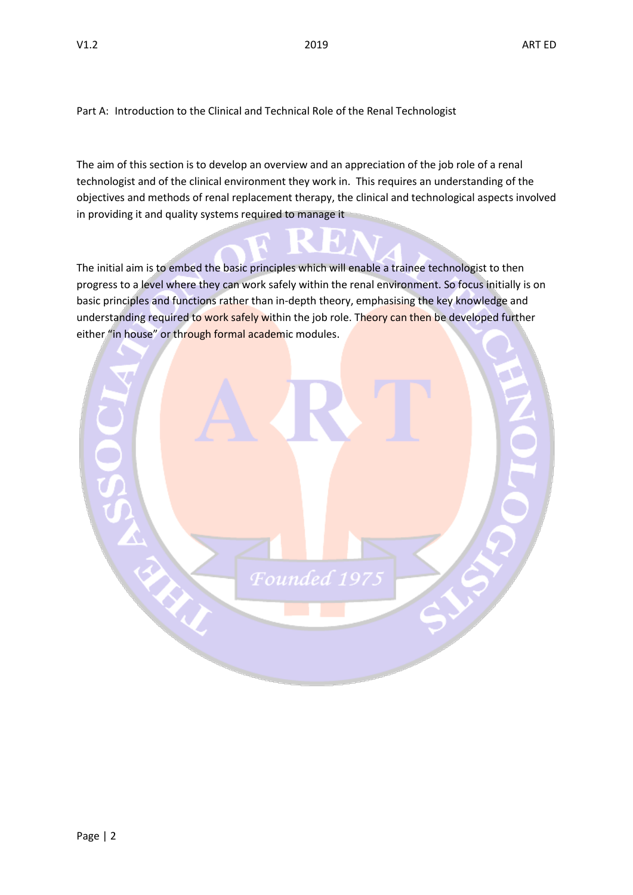Part A: Introduction to the Clinical and Technical Role of the Renal Technologist

The aim of this section is to develop an overview and an appreciation of the job role of a renal technologist and of the clinical environment they work in. This requires an understanding of the objectives and methods of renal replacement therapy, the clinical and technological aspects involved in providing it and quality systems required to manage it

The initial aim is to embed the basic principles which will enable a trainee technologist to then progress to a level where they can work safely within the renal environment. So focus initially is on basic principles and functions rather than in-depth theory, emphasising the key knowledge and understanding required to work safely within the job role. Theory can then be developed further either "in house" or through formal academic modules.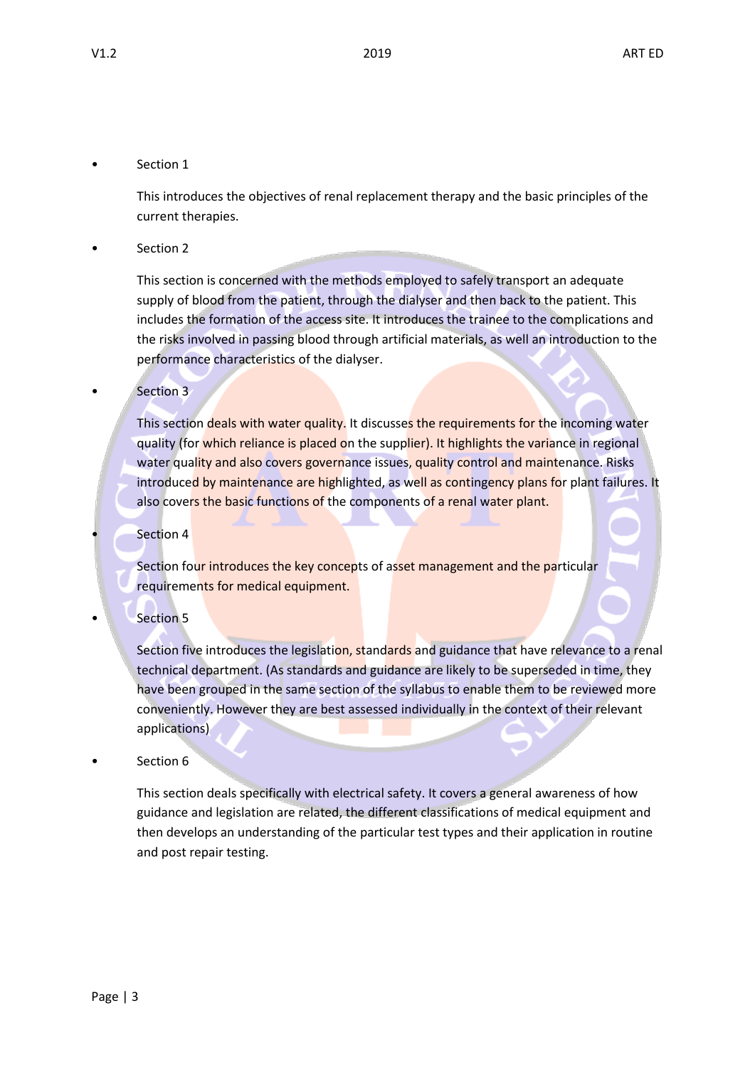- Section 1

  This introduces the objectives of renal replacement therapy and the basic principles of the current therapies.

- Section 2

  This section is concerned with the methods employed to safely transport an adequate supply of blood from the patient, through the dialyser and then back to the patient. This includes the formation of the access site. It introduces the trainee to the complications and the risks involved in passing blood through artificial materials, as well an introduction to the performance characteristics of the dialyser.

- Section 3

  This section deals with water quality. It discusses the requirements for the incoming water quality (for which reliance is placed on the supplier). It highlights the variance in regional water quality and also covers governance issues, quality control and maintenance. Risks introduced by maintenance are highlighted, as well as contingency plans for plant failures. It also covers the basic functions of the components of a renal water plant.

- Section 4

  Section four introduces the key concepts of asset management and the particular requirements for medical equipment.

- Section 5

  Section five introduces the legislation, standards and guidance that have relevance to a renal technical department. (As standards and guidance are likely to be superseded in time, they have been grouped in the same section of the syllabus to enable them to be reviewed more conveniently. However they are best assessed individually in the context of their relevant applications)

- Section 6

  This section deals specifically with electrical safety. It covers a general awareness of how guidance and legislation are related, the different classifications of medical equipment and then develops an understanding of the particular test types and their application in routine and post repair testing.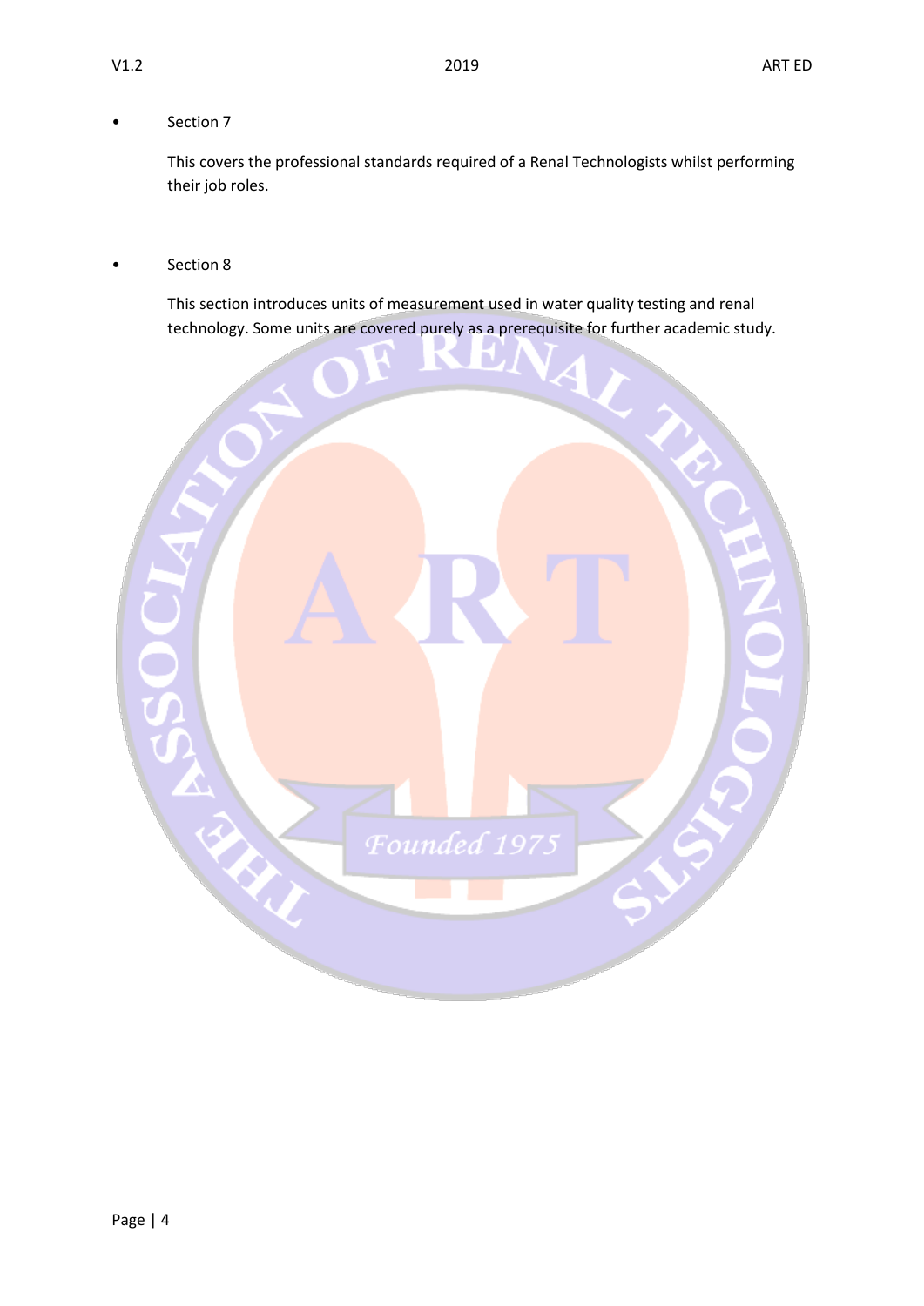- Section 7

  This covers the professional standards required of a Renal Technologists whilst performing their job roles.

- Section 8

  This section introduces units of measurement used in water quality testing and renal technology. Some units are covered purely as a prerequisite for further academic study.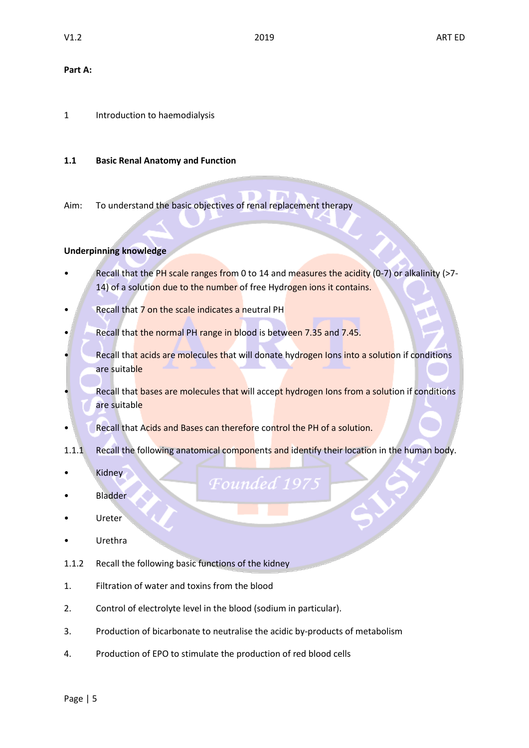**Part A:**

1 Introduction to haemodialysis

## 1.1 Basic Renal Anatomy and Function

Aim: To understand the basic objectives of renal replacement therapy

**Underpinning knowledge**

- Recall that the PH scale ranges from 0 to 14 and measures the acidity (0-7) or alkalinity (>7-14) of a solution due to the number of free Hydrogen ions it contains.
- Recall that 7 on the scale indicates a neutral PH
- Recall that the normal PH range in blood is between 7.35 and 7.45.
- Recall that acids are molecules that will donate hydrogen Ions into a solution if conditions are suitable
- Recall that bases are molecules that will accept hydrogen Ions from a solution if conditions are suitable
- Recall that Acids and Bases can therefore control the PH of a solution.

1.1.1 Recall the following anatomical components and identify their location in the human body.

- Kidney
- Bladder
- Ureter
- Urethra

1.1.2 Recall the following basic functions of the kidney

1. Filtration of water and toxins from the blood
2. Control of electrolyte level in the blood (sodium in particular).
3. Production of bicarbonate to neutralise the acidic by-products of metabolism
4. Production of EPO to stimulate the production of red blood cells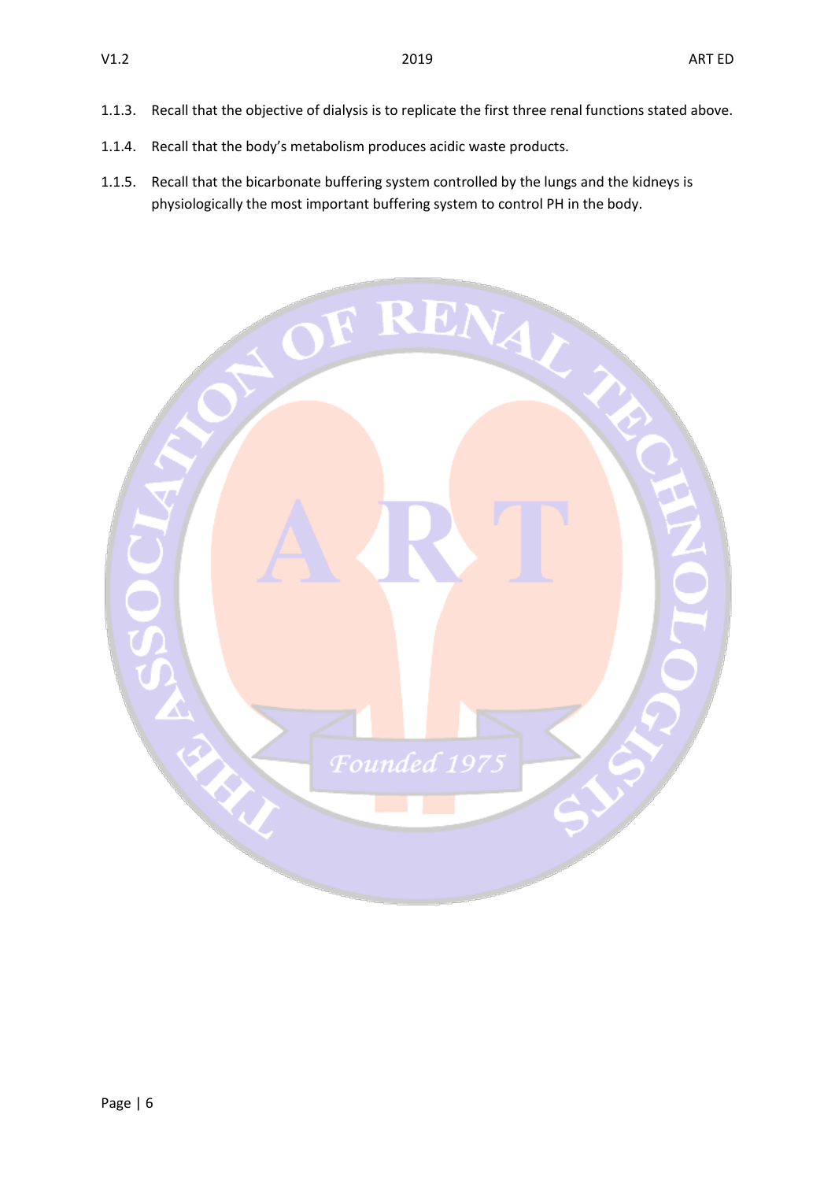1.1.3. Recall that the objective of dialysis is to replicate the first three renal functions stated above.

1.1.4. Recall that the body's metabolism produces acidic waste products.

1.1.5. Recall that the bicarbonate buffering system controlled by the lungs and the kidneys is physiologically the most important buffering system to control PH in the body.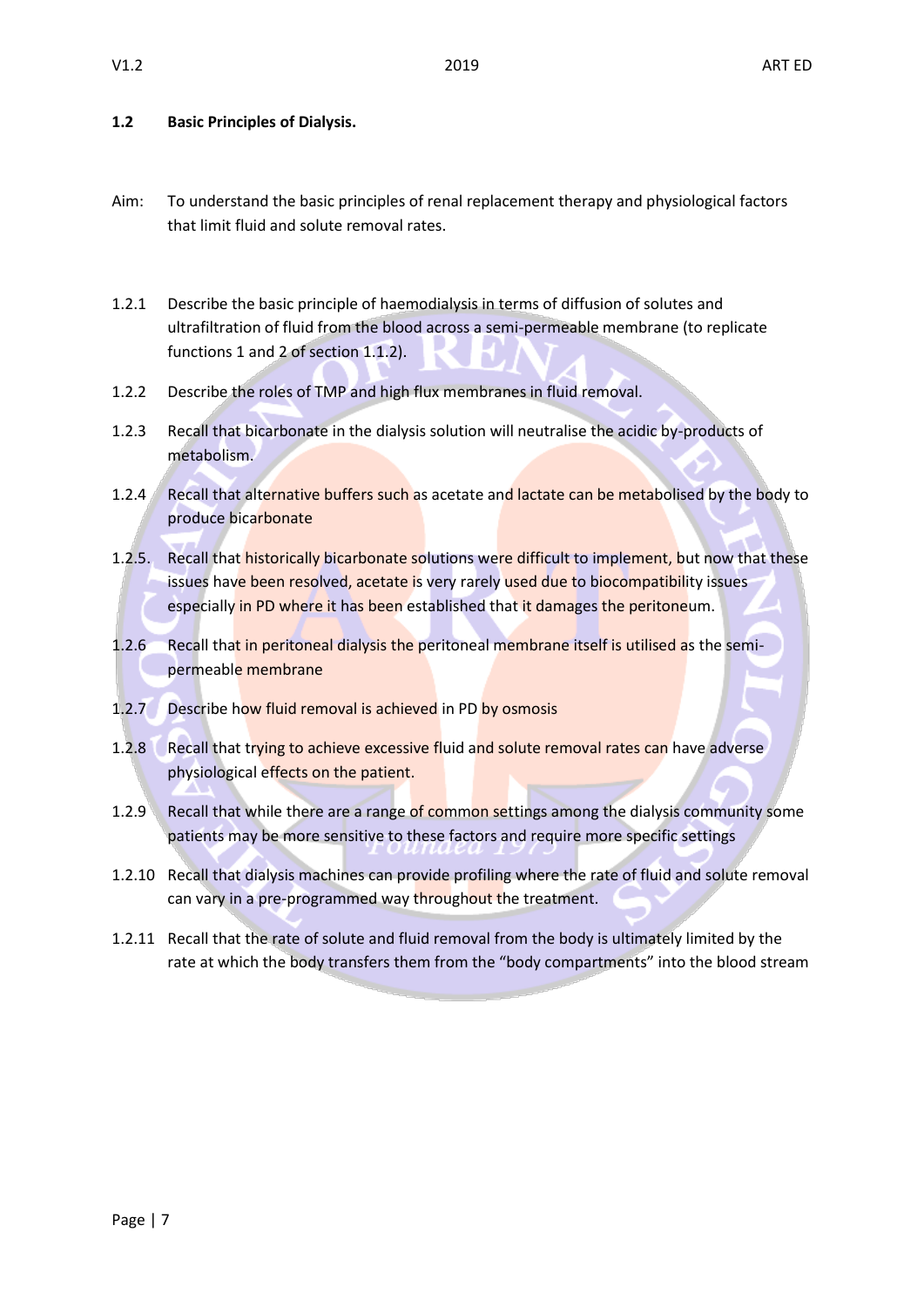## 1.2 Basic Principles of Dialysis.

Aim: To understand the basic principles of renal replacement therapy and physiological factors that limit fluid and solute removal rates.

1.2.1 Describe the basic principle of haemodialysis in terms of diffusion of solutes and ultrafiltration of fluid from the blood across a semi-permeable membrane (to replicate functions 1 and 2 of section 1.1.2).

1.2.2 Describe the roles of TMP and high flux membranes in fluid removal.

1.2.3 Recall that bicarbonate in the dialysis solution will neutralise the acidic by-products of metabolism.

1.2.4 Recall that alternative buffers such as acetate and lactate can be metabolised by the body to produce bicarbonate

1.2.5. Recall that historically bicarbonate solutions were difficult to implement, but now that these issues have been resolved, acetate is very rarely used due to biocompatibility issues especially in PD where it has been established that it damages the peritoneum.

1.2.6 Recall that in peritoneal dialysis the peritoneal membrane itself is utilised as the semi-permeable membrane

1.2.7 Describe how fluid removal is achieved in PD by osmosis

1.2.8 Recall that trying to achieve excessive fluid and solute removal rates can have adverse physiological effects on the patient.

1.2.9 Recall that while there are a range of common settings among the dialysis community some patients may be more sensitive to these factors and require more specific settings

1.2.10 Recall that dialysis machines can provide profiling where the rate of fluid and solute removal can vary in a pre-programmed way throughout the treatment.

1.2.11 Recall that the rate of solute and fluid removal from the body is ultimately limited by the rate at which the body transfers them from the "body compartments" into the blood stream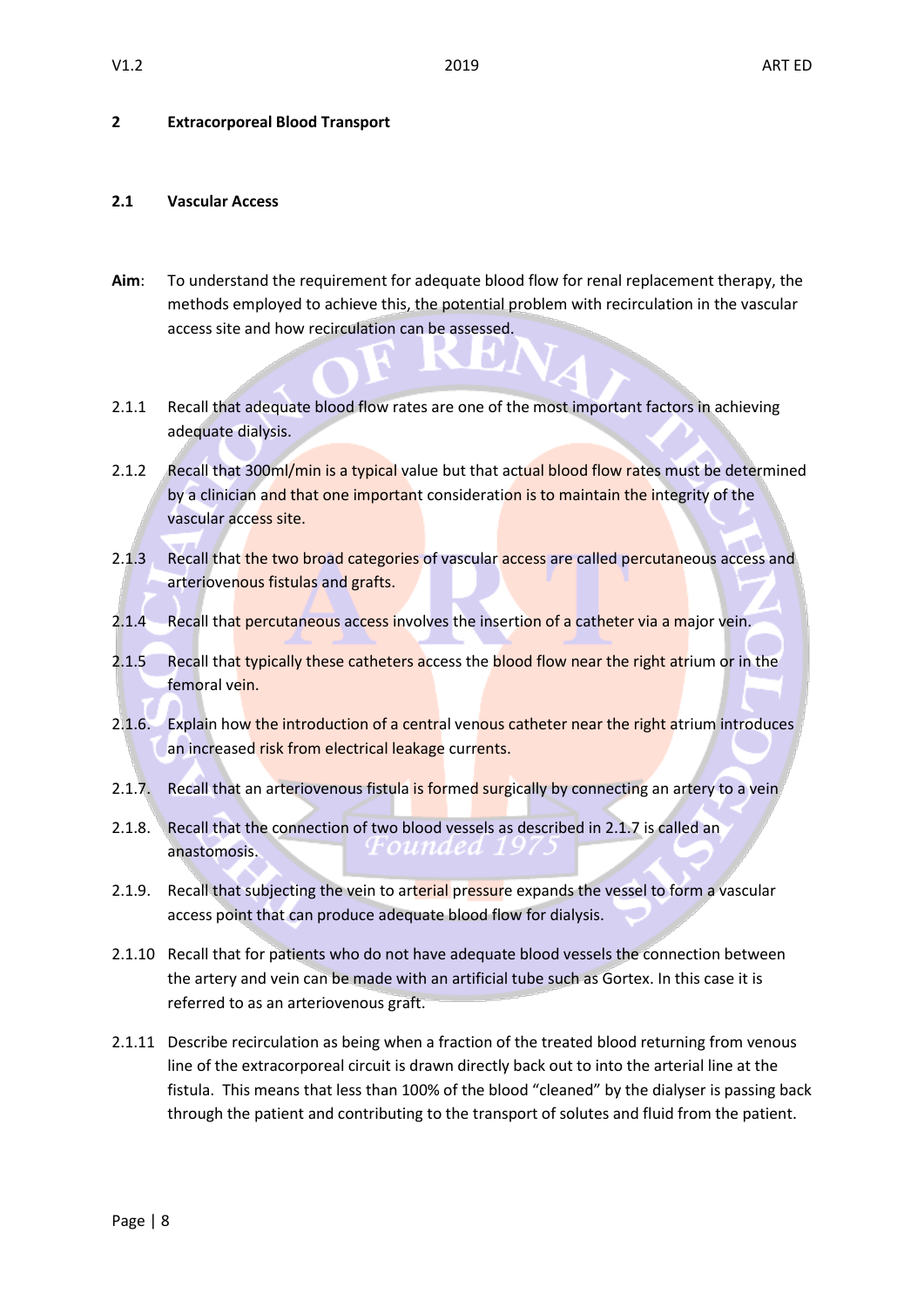## 2 Extracorporeal Blood Transport

### 2.1 Vascular Access

**Aim**: To understand the requirement for adequate blood flow for renal replacement therapy, the methods employed to achieve this, the potential problem with recirculation in the vascular access site and how recirculation can be assessed.

2.1.1 Recall that adequate blood flow rates are one of the most important factors in achieving adequate dialysis.

2.1.2 Recall that 300ml/min is a typical value but that actual blood flow rates must be determined by a clinician and that one important consideration is to maintain the integrity of the vascular access site.

2.1.3 Recall that the two broad categories of vascular access are called percutaneous access and arteriovenous fistulas and grafts.

2.1.4 Recall that percutaneous access involves the insertion of a catheter via a major vein.

2.1.5 Recall that typically these catheters access the blood flow near the right atrium or in the femoral vein.

2.1.6. Explain how the introduction of a central venous catheter near the right atrium introduces an increased risk from electrical leakage currents.

2.1.7. Recall that an arteriovenous fistula is formed surgically by connecting an artery to a vein

2.1.8. Recall that the connection of two blood vessels as described in 2.1.7 is called an anastomosis.

2.1.9. Recall that subjecting the vein to arterial pressure expands the vessel to form a vascular access point that can produce adequate blood flow for dialysis.

2.1.10 Recall that for patients who do not have adequate blood vessels the connection between the artery and vein can be made with an artificial tube such as Gortex. In this case it is referred to as an arteriovenous graft.

2.1.11 Describe recirculation as being when a fraction of the treated blood returning from venous line of the extracorporeal circuit is drawn directly back out to into the arterial line at the fistula. This means that less than 100% of the blood "cleaned" by the dialyser is passing back through the patient and contributing to the transport of solutes and fluid from the patient.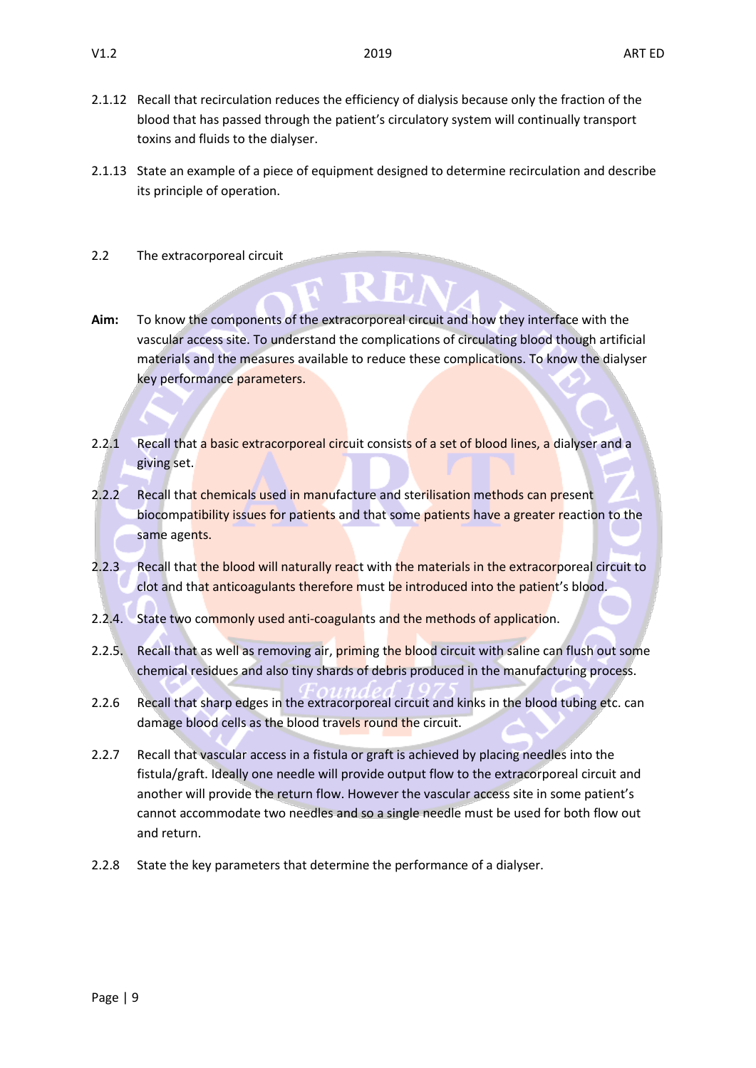2.1.12 Recall that recirculation reduces the efficiency of dialysis because only the fraction of the blood that has passed through the patient's circulatory system will continually transport toxins and fluids to the dialyser.

2.1.13 State an example of a piece of equipment designed to determine recirculation and describe its principle of operation.

## 2.2 The extracorporeal circuit

**Aim:** To know the components of the extracorporeal circuit and how they interface with the vascular access site. To understand the complications of circulating blood though artificial materials and the measures available to reduce these complications. To know the dialyser key performance parameters.

2.2.1 Recall that a basic extracorporeal circuit consists of a set of blood lines, a dialyser and a giving set.

2.2.2 Recall that chemicals used in manufacture and sterilisation methods can present biocompatibility issues for patients and that some patients have a greater reaction to the same agents.

2.2.3 Recall that the blood will naturally react with the materials in the extracorporeal circuit to clot and that anticoagulants therefore must be introduced into the patient's blood.

2.2.4. State two commonly used anti-coagulants and the methods of application.

2.2.5. Recall that as well as removing air, priming the blood circuit with saline can flush out some chemical residues and also tiny shards of debris produced in the manufacturing process.

2.2.6 Recall that sharp edges in the extracorporeal circuit and kinks in the blood tubing etc. can damage blood cells as the blood travels round the circuit.

2.2.7 Recall that vascular access in a fistula or graft is achieved by placing needles into the fistula/graft. Ideally one needle will provide output flow to the extracorporeal circuit and another will provide the return flow. However the vascular access site in some patient's cannot accommodate two needles and so a single needle must be used for both flow out and return.

2.2.8 State the key parameters that determine the performance of a dialyser.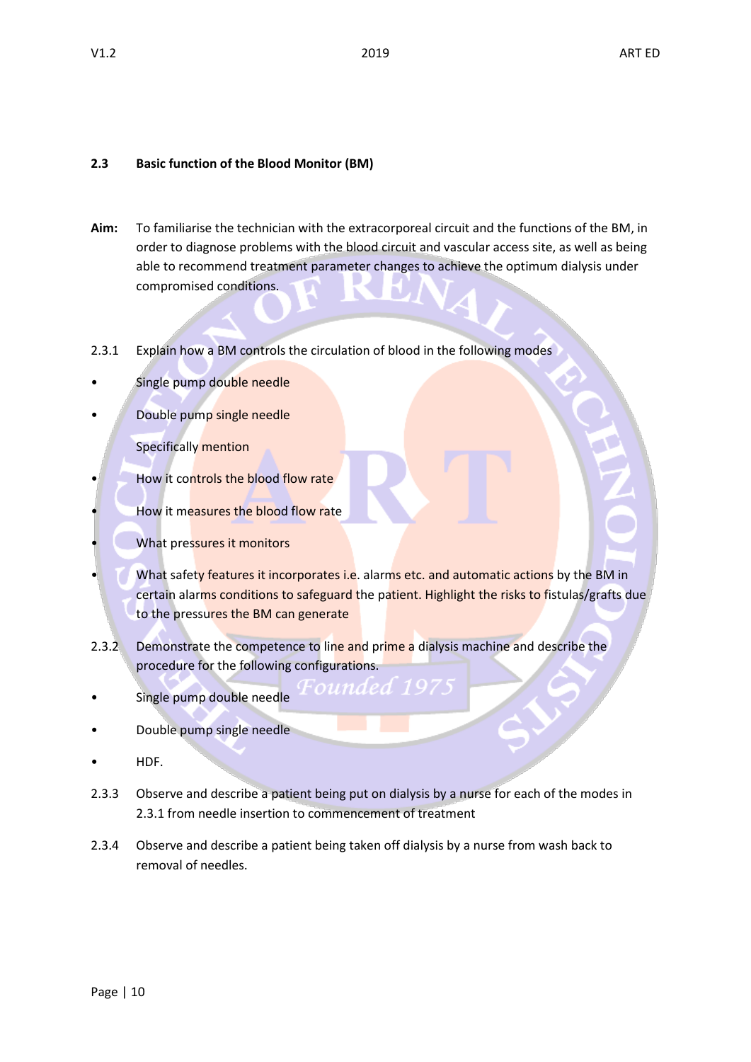## 2.3 Basic function of the Blood Monitor (BM)

**Aim:** To familiarise the technician with the extracorporeal circuit and the functions of the BM, in order to diagnose problems with the blood circuit and vascular access site, as well as being able to recommend treatment parameter changes to achieve the optimum dialysis under compromised conditions.

2.3.1 Explain how a BM controls the circulation of blood in the following modes

- Single pump double needle
- Double pump single needle

Specifically mention

- How it controls the blood flow rate
- How it measures the blood flow rate
- What pressures it monitors
- What safety features it incorporates i.e. alarms etc. and automatic actions by the BM in certain alarms conditions to safeguard the patient. Highlight the risks to fistulas/grafts due to the pressures the BM can generate

2.3.2 Demonstrate the competence to line and prime a dialysis machine and describe the procedure for the following configurations.

- Single pump double needle
- Double pump single needle
- HDF.

2.3.3 Observe and describe a patient being put on dialysis by a nurse for each of the modes in 2.3.1 from needle insertion to commencement of treatment

2.3.4 Observe and describe a patient being taken off dialysis by a nurse from wash back to removal of needles.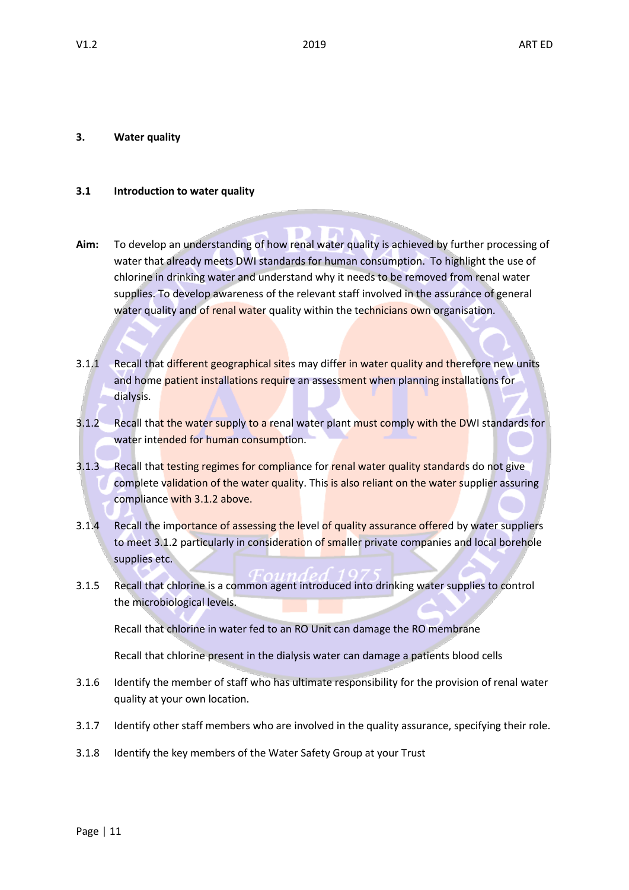## 3. Water quality

### 3.1 Introduction to water quality

**Aim:** To develop an understanding of how renal water quality is achieved by further processing of water that already meets DWI standards for human consumption. To highlight the use of chlorine in drinking water and understand why it needs to be removed from renal water supplies. To develop awareness of the relevant staff involved in the assurance of general water quality and of renal water quality within the technicians own organisation.

3.1.1 Recall that different geographical sites may differ in water quality and therefore new units and home patient installations require an assessment when planning installations for dialysis.

3.1.2 Recall that the water supply to a renal water plant must comply with the DWI standards for water intended for human consumption.

3.1.3 Recall that testing regimes for compliance for renal water quality standards do not give complete validation of the water quality. This is also reliant on the water supplier assuring compliance with 3.1.2 above.

3.1.4 Recall the importance of assessing the level of quality assurance offered by water suppliers to meet 3.1.2 particularly in consideration of smaller private companies and local borehole supplies etc.

3.1.5 Recall that chlorine is a common agent introduced into drinking water supplies to control the microbiological levels.

Recall that chlorine in water fed to an RO Unit can damage the RO membrane

Recall that chlorine present in the dialysis water can damage a patients blood cells

3.1.6 Identify the member of staff who has ultimate responsibility for the provision of renal water quality at your own location.

3.1.7 Identify other staff members who are involved in the quality assurance, specifying their role.

3.1.8 Identify the key members of the Water Safety Group at your Trust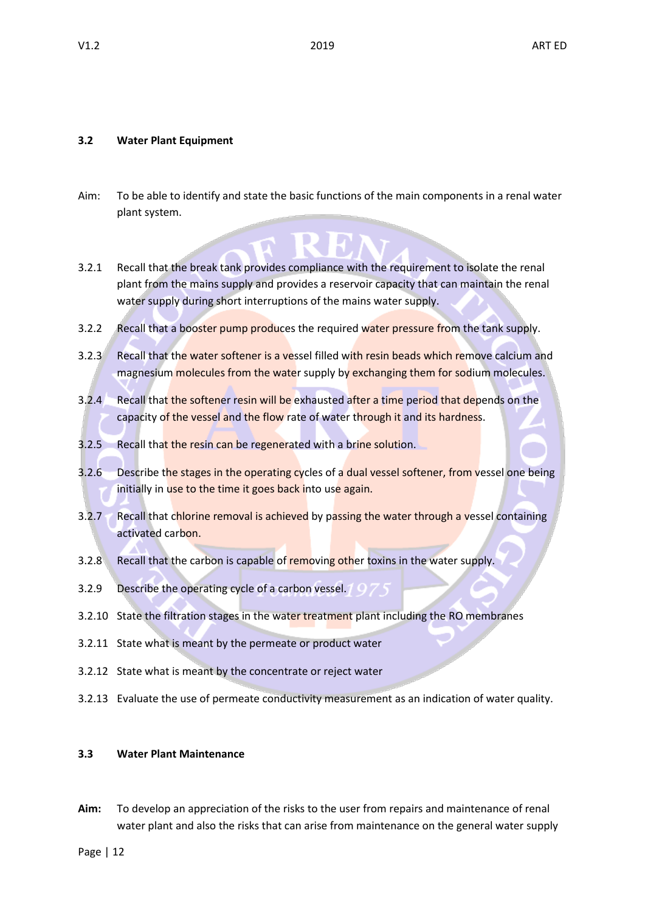### 3.2 Water Plant Equipment

Aim: To be able to identify and state the basic functions of the main components in a renal water plant system.

3.2.1 Recall that the break tank provides compliance with the requirement to isolate the renal plant from the mains supply and provides a reservoir capacity that can maintain the renal water supply during short interruptions of the mains water supply.

3.2.2 Recall that a booster pump produces the required water pressure from the tank supply.

3.2.3 Recall that the water softener is a vessel filled with resin beads which remove calcium and magnesium molecules from the water supply by exchanging them for sodium molecules.

3.2.4 Recall that the softener resin will be exhausted after a time period that depends on the capacity of the vessel and the flow rate of water through it and its hardness.

3.2.5 Recall that the resin can be regenerated with a brine solution.

3.2.6 Describe the stages in the operating cycles of a dual vessel softener, from vessel one being initially in use to the time it goes back into use again.

3.2.7 Recall that chlorine removal is achieved by passing the water through a vessel containing activated carbon.

3.2.8 Recall that the carbon is capable of removing other toxins in the water supply.

3.2.9 Describe the operating cycle of a carbon vessel.

3.2.10 State the filtration stages in the water treatment plant including the RO membranes

3.2.11 State what is meant by the permeate or product water

3.2.12 State what is meant by the concentrate or reject water

3.2.13 Evaluate the use of permeate conductivity measurement as an indication of water quality.

### 3.3 Water Plant Maintenance

**Aim:** To develop an appreciation of the risks to the user from repairs and maintenance of renal water plant and also the risks that can arise from maintenance on the general water supply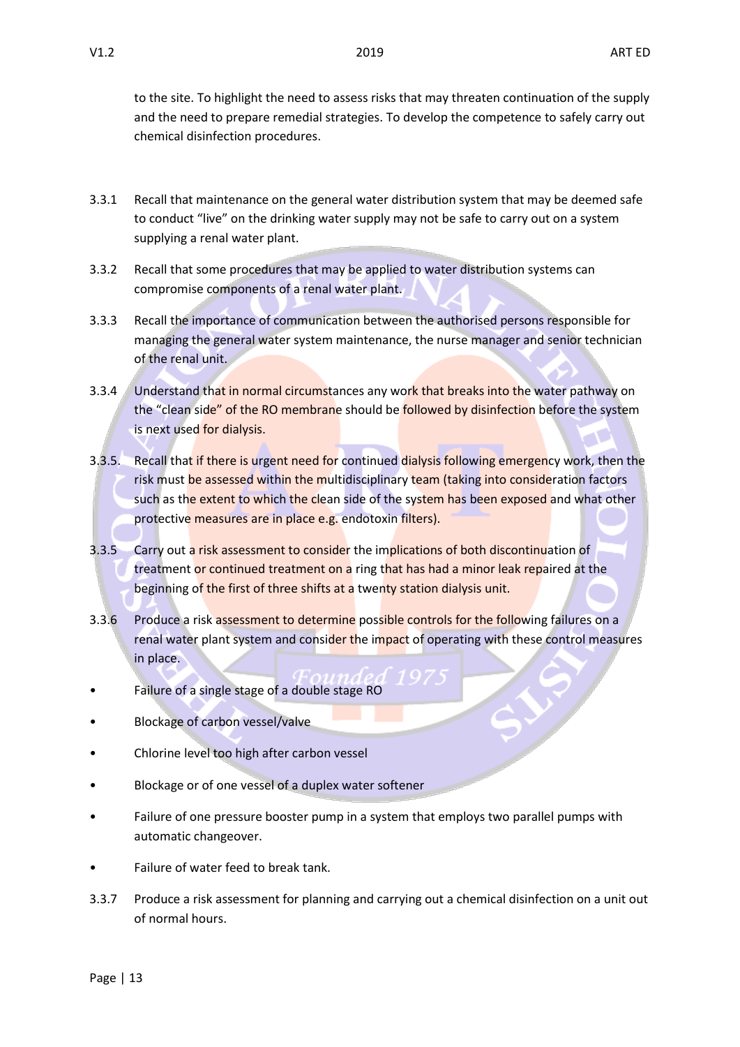to the site. To highlight the need to assess risks that may threaten continuation of the supply and the need to prepare remedial strategies. To develop the competence to safely carry out chemical disinfection procedures.

3.3.1 Recall that maintenance on the general water distribution system that may be deemed safe to conduct "live" on the drinking water supply may not be safe to carry out on a system supplying a renal water plant.

3.3.2 Recall that some procedures that may be applied to water distribution systems can compromise components of a renal water plant.

3.3.3 Recall the importance of communication between the authorised persons responsible for managing the general water system maintenance, the nurse manager and senior technician of the renal unit.

3.3.4 Understand that in normal circumstances any work that breaks into the water pathway on the "clean side" of the RO membrane should be followed by disinfection before the system is next used for dialysis.

3.3.5. Recall that if there is urgent need for continued dialysis following emergency work, then the risk must be assessed within the multidisciplinary team (taking into consideration factors such as the extent to which the clean side of the system has been exposed and what other protective measures are in place e.g. endotoxin filters).

3.3.5 Carry out a risk assessment to consider the implications of both discontinuation of treatment or continued treatment on a ring that has had a minor leak repaired at the beginning of the first of three shifts at a twenty station dialysis unit.

3.3.6 Produce a risk assessment to determine possible controls for the following failures on a renal water plant system and consider the impact of operating with these control measures in place.

- Failure of a single stage of a double stage RO
- Blockage of carbon vessel/valve
- Chlorine level too high after carbon vessel
- Blockage or of one vessel of a duplex water softener
- Failure of one pressure booster pump in a system that employs two parallel pumps with automatic changeover.
- Failure of water feed to break tank.

3.3.7 Produce a risk assessment for planning and carrying out a chemical disinfection on a unit out of normal hours.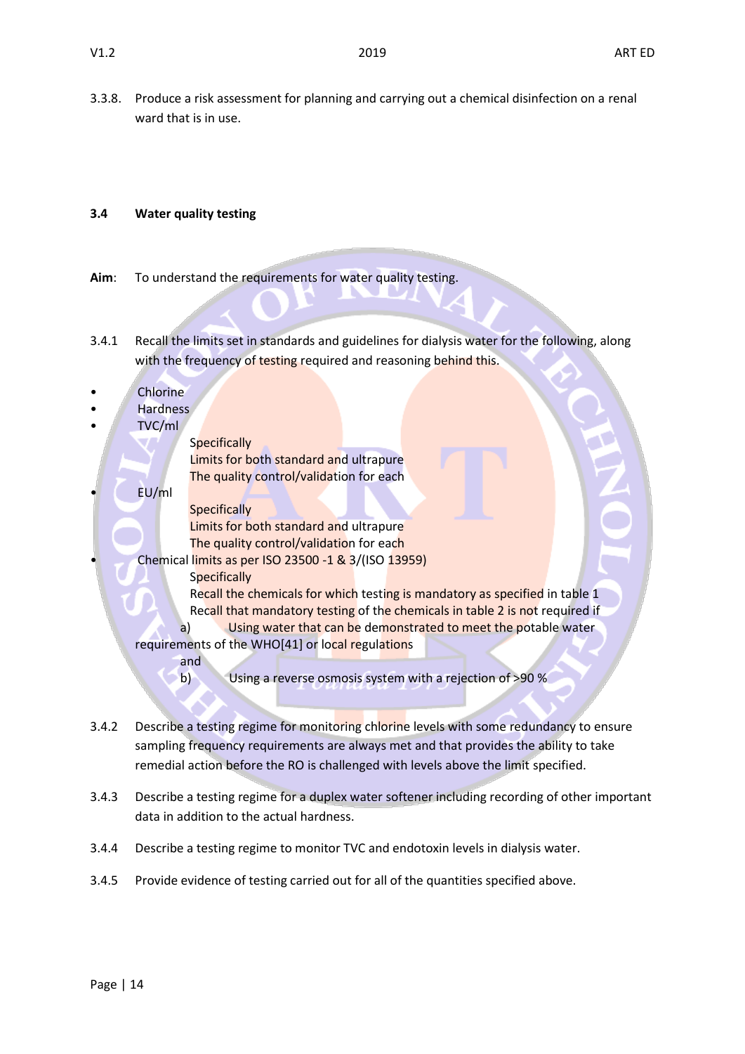3.3.8. Produce a risk assessment for planning and carrying out a chemical disinfection on a renal ward that is in use.

### 3.4 Water quality testing

**Aim**: To understand the requirements for water quality testing.

3.4.1 Recall the limits set in standards and guidelines for dialysis water for the following, along with the frequency of testing required and reasoning behind this.

- Chlorine
- Hardness
- TVC/ml
  - Specifically
  - Limits for both standard and ultrapure
  - The quality control/validation for each
- EU/ml
  - Specifically
  - Limits for both standard and ultrapure
  - The quality control/validation for each
- Chemical limits as per ISO 23500 -1 & 3/(ISO 13959)
  - Specifically
  - Recall the chemicals for which testing is mandatory as specified in table 1
  - Recall that mandatory testing of the chemicals in table 2 is not required if
    - a) Using water that can be demonstrated to meet the potable water requirements of the WHO[41] or local regulations

      and
    - b) Using a reverse osmosis system with a rejection of >90 %

3.4.2 Describe a testing regime for monitoring chlorine levels with some redundancy to ensure sampling frequency requirements are always met and that provides the ability to take remedial action before the RO is challenged with levels above the limit specified.

3.4.3 Describe a testing regime for a duplex water softener including recording of other important data in addition to the actual hardness.

3.4.4 Describe a testing regime to monitor TVC and endotoxin levels in dialysis water.

3.4.5 Provide evidence of testing carried out for all of the quantities specified above.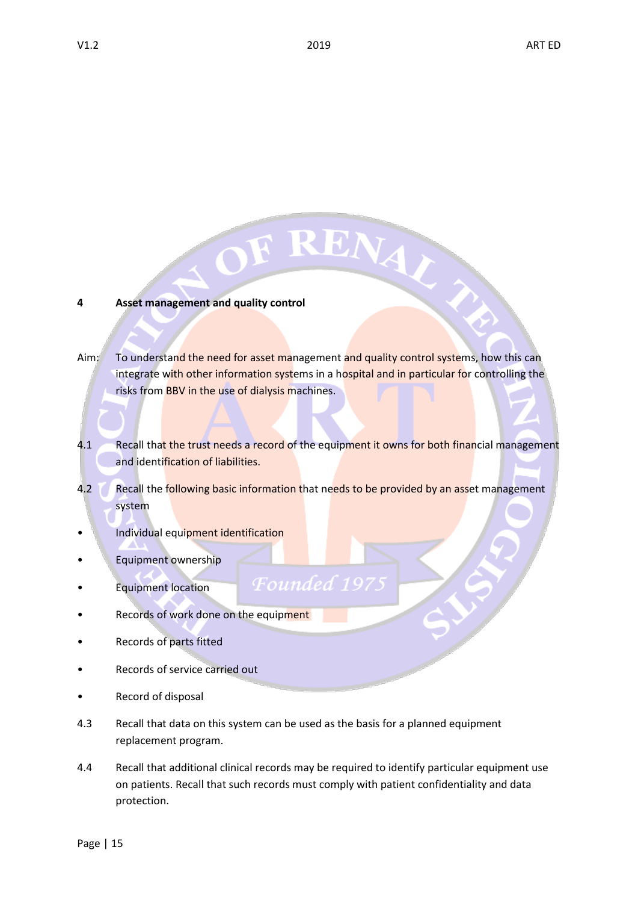## 4 Asset management and quality control

Aim: To understand the need for asset management and quality control systems, how this can integrate with other information systems in a hospital and in particular for controlling the risks from BBV in the use of dialysis machines.

4.1 Recall that the trust needs a record of the equipment it owns for both financial management and identification of liabilities.

4.2 Recall the following basic information that needs to be provided by an asset management system

- Individual equipment identification
- Equipment ownership
- Equipment location
- Records of work done on the equipment
- Records of parts fitted
- Records of service carried out
- Record of disposal

4.3 Recall that data on this system can be used as the basis for a planned equipment replacement program.

4.4 Recall that additional clinical records may be required to identify particular equipment use on patients. Recall that such records must comply with patient confidentiality and data protection.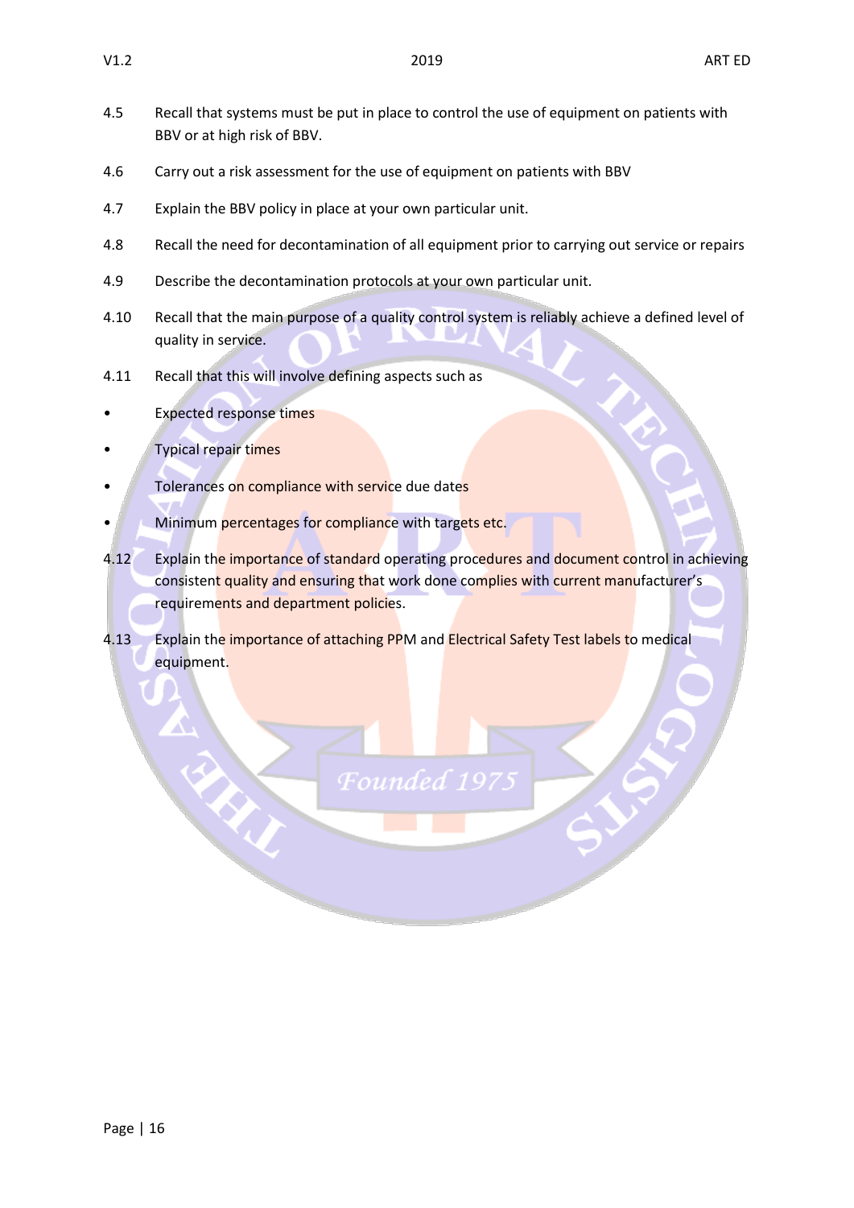4.5 Recall that systems must be put in place to control the use of equipment on patients with BBV or at high risk of BBV.

4.6 Carry out a risk assessment for the use of equipment on patients with BBV

4.7 Explain the BBV policy in place at your own particular unit.

4.8 Recall the need for decontamination of all equipment prior to carrying out service or repairs

4.9 Describe the decontamination protocols at your own particular unit.

4.10 Recall that the main purpose of a quality control system is reliably achieve a defined level of quality in service.

4.11 Recall that this will involve defining aspects such as

- Expected response times
- Typical repair times
- Tolerances on compliance with service due dates
- Minimum percentages for compliance with targets etc.

4.12 Explain the importance of standard operating procedures and document control in achieving consistent quality and ensuring that work done complies with current manufacturer's requirements and department policies.

4.13 Explain the importance of attaching PPM and Electrical Safety Test labels to medical equipment.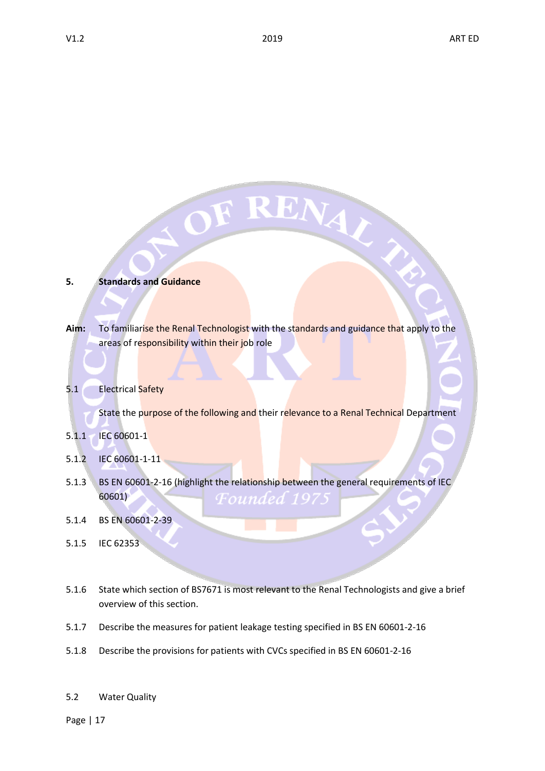## 5. Standards and Guidance

**Aim:** To familiarise the Renal Technologist with the standards and guidance that apply to the areas of responsibility within their job role

### 5.1 Electrical Safety

State the purpose of the following and their relevance to a Renal Technical Department

5.1.1 IEC 60601-1

5.1.2 IEC 60601-1-11

5.1.3 BS EN 60601-2-16 (highlight the relationship between the general requirements of IEC 60601)

5.1.4 BS EN 60601-2-39

5.1.5 IEC 62353

5.1.6 State which section of BS7671 is most relevant to the Renal Technologists and give a brief overview of this section.

5.1.7 Describe the measures for patient leakage testing specified in BS EN 60601-2-16

5.1.8 Describe the provisions for patients with CVCs specified in BS EN 60601-2-16

### 5.2 Water Quality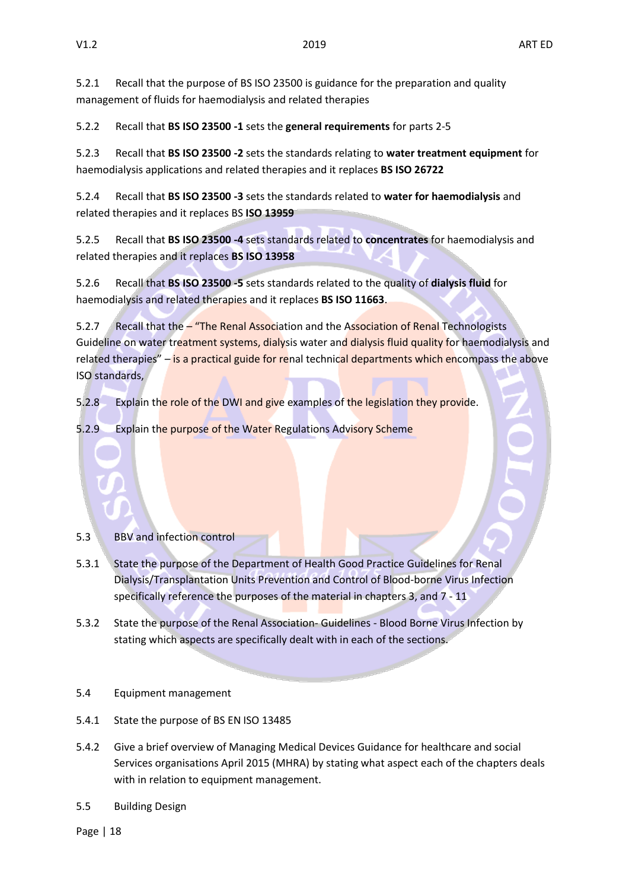5.2.1 Recall that the purpose of BS ISO 23500 is guidance for the preparation and quality management of fluids for haemodialysis and related therapies

5.2.2 Recall that **BS ISO 23500 -1** sets the **general requirements** for parts 2-5

5.2.3 Recall that **BS ISO 23500 -2** sets the standards relating to **water treatment equipment** for haemodialysis applications and related therapies and it replaces **BS ISO 26722**

5.2.4 Recall that **BS ISO 23500 -3** sets the standards related to **water for haemodialysis** and related therapies and it replaces BS **ISO 13959**

5.2.5 Recall that **BS ISO 23500 -4** sets standards related to **concentrates** for haemodialysis and related therapies and it replaces **BS ISO 13958**

5.2.6 Recall that **BS ISO 23500 -5** sets standards related to the quality of **dialysis fluid** for haemodialysis and related therapies and it replaces **BS ISO 11663**.

5.2.7 Recall that the – "The Renal Association and the Association of Renal Technologists Guideline on water treatment systems, dialysis water and dialysis fluid quality for haemodialysis and related therapies" – is a practical guide for renal technical departments which encompass the above ISO standards,

5.2.8 Explain the role of the DWI and give examples of the legislation they provide.

5.2.9 Explain the purpose of the Water Regulations Advisory Scheme

5.3 BBV and infection control

5.3.1 State the purpose of the Department of Health Good Practice Guidelines for Renal Dialysis/Transplantation Units Prevention and Control of Blood-borne Virus Infection specifically reference the purposes of the material in chapters 3, and 7 - 11

5.3.2 State the purpose of the Renal Association- Guidelines - Blood Borne Virus Infection by stating which aspects are specifically dealt with in each of the sections.

5.4 Equipment management

5.4.1 State the purpose of BS EN ISO 13485

5.4.2 Give a brief overview of Managing Medical Devices Guidance for healthcare and social Services organisations April 2015 (MHRA) by stating what aspect each of the chapters deals with in relation to equipment management.

5.5 Building Design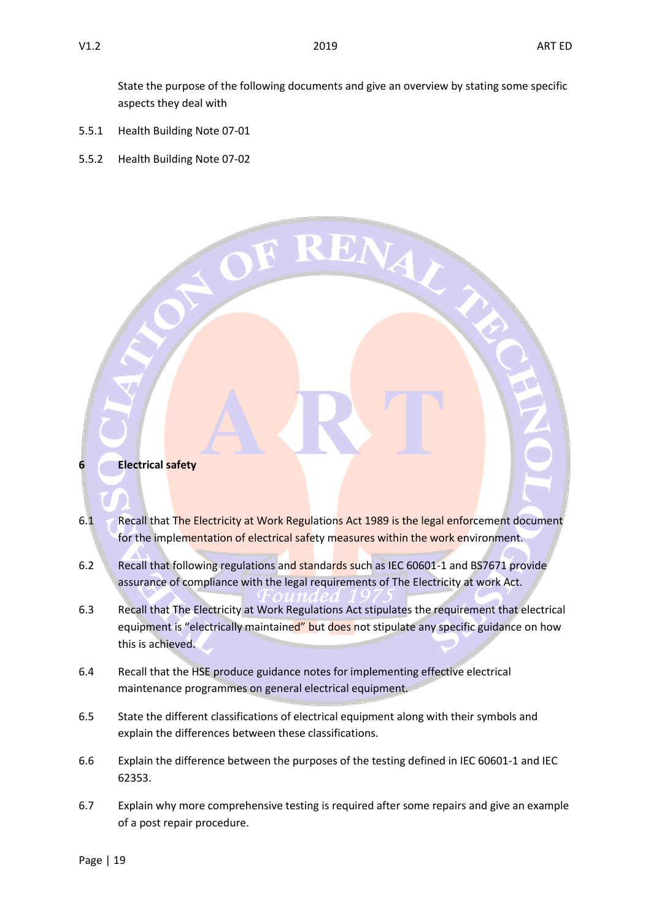State the purpose of the following documents and give an overview by stating some specific aspects they deal with

5.5.1 Health Building Note 07-01

5.5.2 Health Building Note 07-02

## 6 Electrical safety

6.1 Recall that The Electricity at Work Regulations Act 1989 is the legal enforcement document for the implementation of electrical safety measures within the work environment.

6.2 Recall that following regulations and standards such as IEC 60601-1 and BS7671 provide assurance of compliance with the legal requirements of The Electricity at work Act.

6.3 Recall that The Electricity at Work Regulations Act stipulates the requirement that electrical equipment is "electrically maintained" but does not stipulate any specific guidance on how this is achieved.

6.4 Recall that the HSE produce guidance notes for implementing effective electrical maintenance programmes on general electrical equipment.

6.5 State the different classifications of electrical equipment along with their symbols and explain the differences between these classifications.

6.6 Explain the difference between the purposes of the testing defined in IEC 60601-1 and IEC 62353.

6.7 Explain why more comprehensive testing is required after some repairs and give an example of a post repair procedure.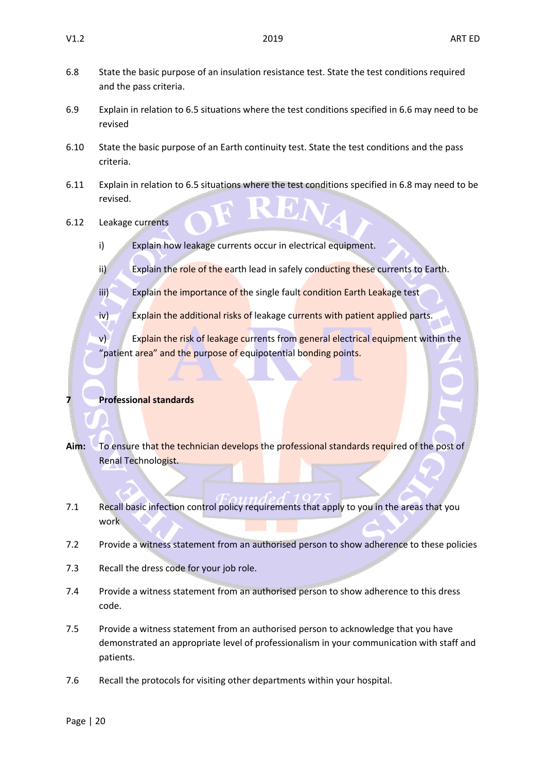6.8 State the basic purpose of an insulation resistance test. State the test conditions required and the pass criteria.

6.9 Explain in relation to 6.5 situations where the test conditions specified in 6.6 may need to be revised

6.10 State the basic purpose of an Earth continuity test. State the test conditions and the pass criteria.

6.11 Explain in relation to 6.5 situations where the test conditions specified in 6.8 may need to be revised.

6.12 Leakage currents

- i) Explain how leakage currents occur in electrical equipment.
- ii) Explain the role of the earth lead in safely conducting these currents to Earth.
- iii) Explain the importance of the single fault condition Earth Leakage test
- iv) Explain the additional risks of leakage currents with patient applied parts.
- v) Explain the risk of leakage currents from general electrical equipment within the "patient area" and the purpose of equipotential bonding points.

## 7 Professional standards

**Aim:** To ensure that the technician develops the professional standards required of the post of Renal Technologist.

7.1 Recall basic infection control policy requirements that apply to you in the areas that you work

7.2 Provide a witness statement from an authorised person to show adherence to these policies

7.3 Recall the dress code for your job role.

7.4 Provide a witness statement from an authorised person to show adherence to this dress code.

7.5 Provide a witness statement from an authorised person to acknowledge that you have demonstrated an appropriate level of professionalism in your communication with staff and patients.

7.6 Recall the protocols for visiting other departments within your hospital.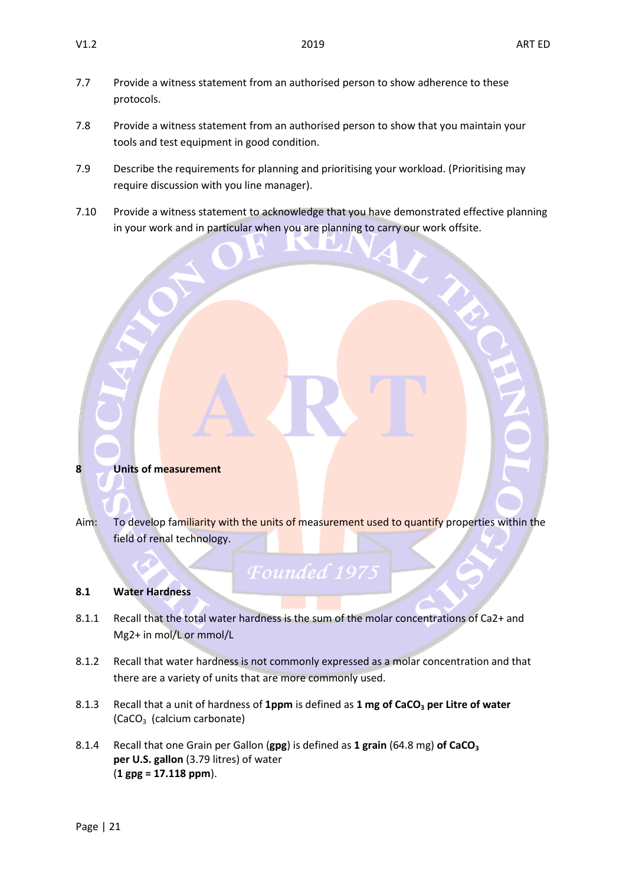7.7 Provide a witness statement from an authorised person to show adherence to these protocols.

7.8 Provide a witness statement from an authorised person to show that you maintain your tools and test equipment in good condition.

7.9 Describe the requirements for planning and prioritising your workload. (Prioritising may require discussion with you line manager).

7.10 Provide a witness statement to acknowledge that you have demonstrated effective planning in your work and in particular when you are planning to carry our work offsite.

## 8 Units of measurement

Aim: To develop familiarity with the units of measurement used to quantify properties within the field of renal technology.

### 8.1 Water Hardness

8.1.1 Recall that the total water hardness is the sum of the molar concentrations of Ca2+ and Mg2+ in mol/L or mmol/L

8.1.2 Recall that water hardness is not commonly expressed as a molar concentration and that there are a variety of units that are more commonly used.

8.1.3 Recall that a unit of hardness of **1ppm** is defined as **1 mg of $CaCO_3$ per Litre of water** ($CaCO_3$ (calcium carbonate)

8.1.4 Recall that one Grain per Gallon (**gpg**) is defined as **1 grain** (64.8 mg) **of $CaCO_3$ per U.S. gallon** (3.79 litres) of water (**1 gpg = 17.118 ppm**).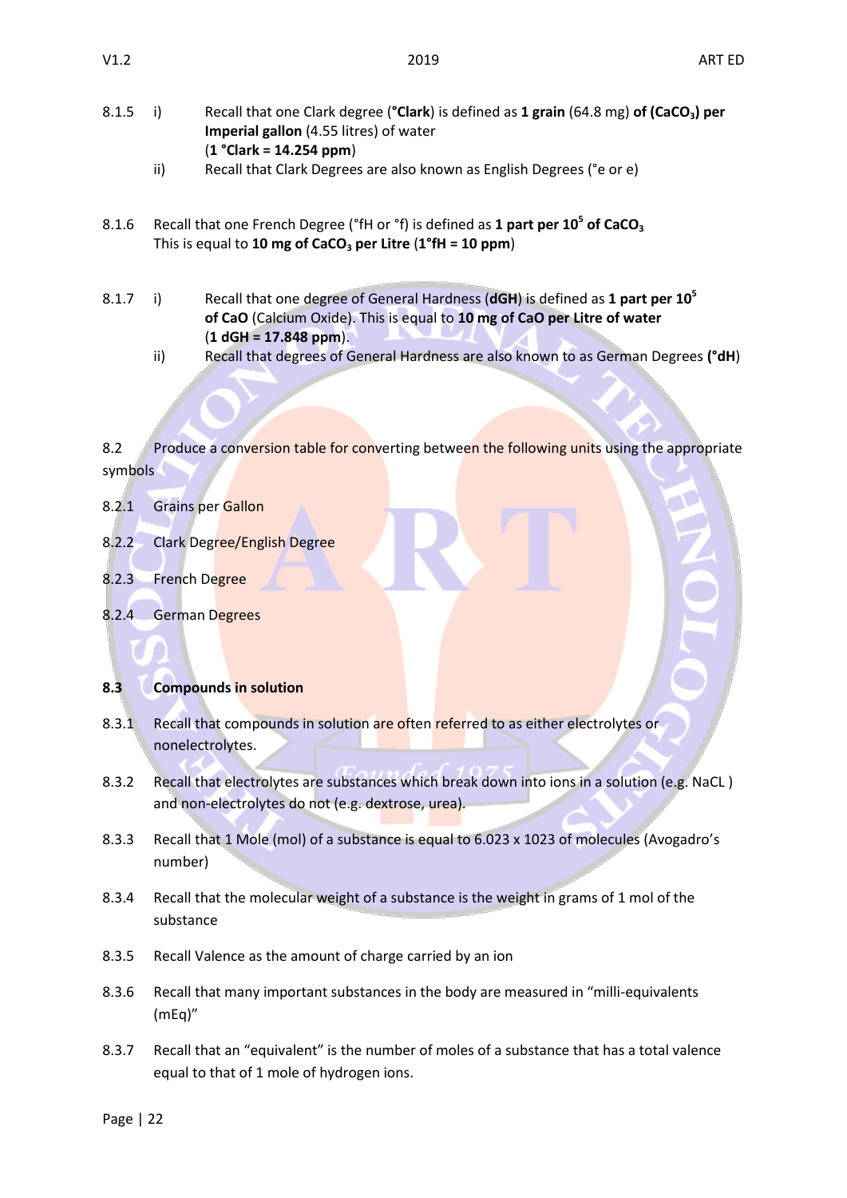8.1.5 i) Recall that one Clark degree (**°Clark**) is defined as **1 grain** (64.8 mg) **of ($CaCO_3$) per Imperial gallon** (4.55 litres) of water
(**1 °Clark = 14.254 ppm**)

ii) Recall that Clark Degrees are also known as English Degrees (°e or e)

8.1.6 Recall that one French Degree (°fH or °f) is defined as **1 part per $10^5$ of $CaCO_3$**
This is equal to **10 mg of $CaCO_3$ per Litre** (**1°fH = 10 ppm**)

8.1.7 i) Recall that one degree of General Hardness (**dGH**) is defined as **1 part per $10^5$ of CaO** (Calcium Oxide). This is equal to **10 mg of CaO per Litre of water**
(**1 dGH = 17.848 ppm**).

ii) Recall that degrees of General Hardness are also known to as German Degrees **(°dH)**

8.2 Produce a conversion table for converting between the following units using the appropriate symbols

8.2.1 Grains per Gallon

8.2.2 Clark Degree/English Degree

8.2.3 French Degree

8.2.4 German Degrees

**8.3 Compounds in solution**

8.3.1 Recall that compounds in solution are often referred to as either electrolytes or nonelectrolytes.

8.3.2 Recall that electrolytes are substances which break down into ions in a solution (e.g. NaCL ) and non-electrolytes do not (e.g. dextrose, urea).

8.3.3 Recall that 1 Mole (mol) of a substance is equal to 6.023 x 1023 of molecules (Avogadro's number)

8.3.4 Recall that the molecular weight of a substance is the weight in grams of 1 mol of the substance

8.3.5 Recall Valence as the amount of charge carried by an ion

8.3.6 Recall that many important substances in the body are measured in "milli-equivalents (mEq)"

8.3.7 Recall that an "equivalent" is the number of moles of a substance that has a total valence equal to that of 1 mole of hydrogen ions.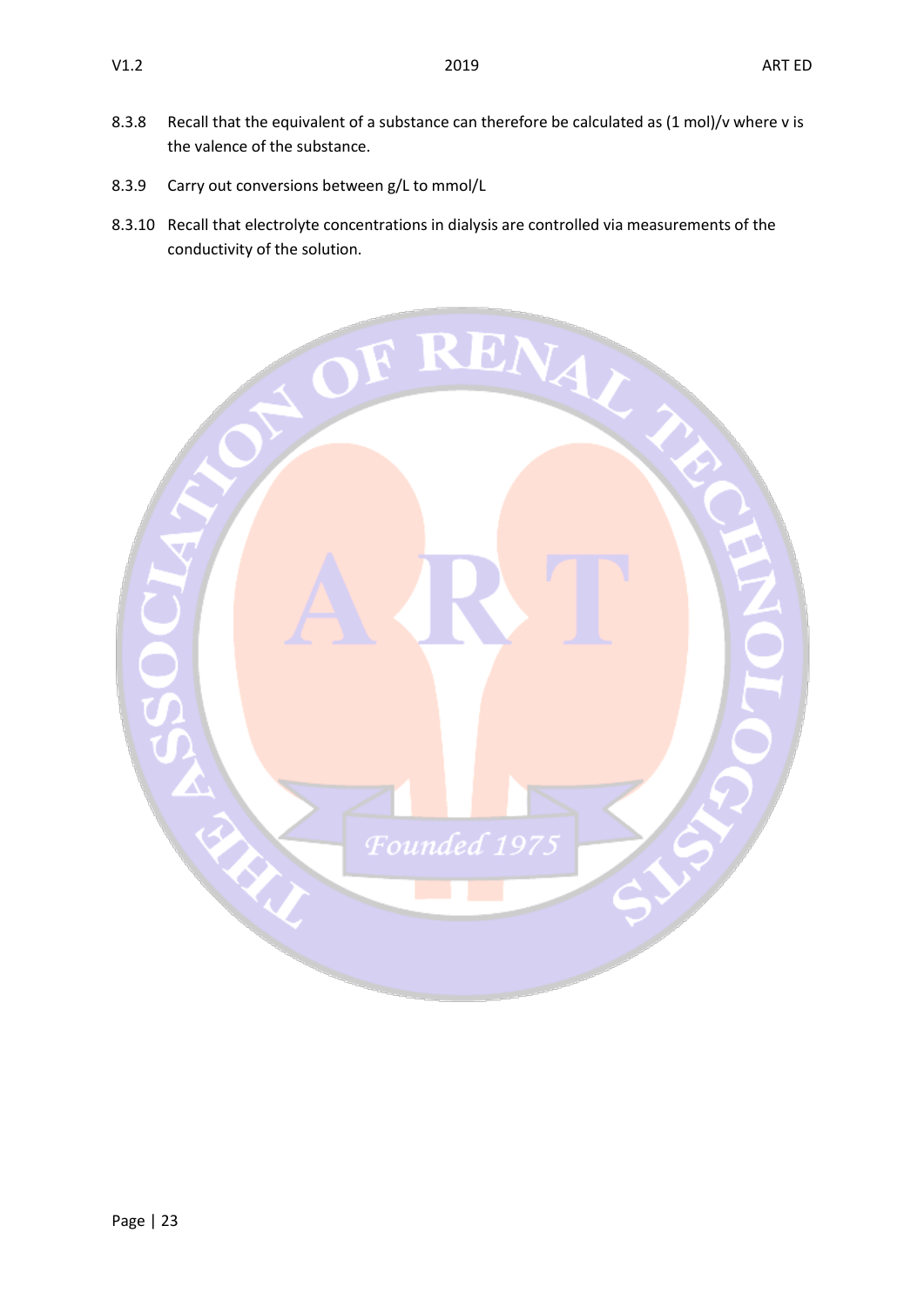8.3.8 Recall that the equivalent of a substance can therefore be calculated as (1 mol)/v where v is the valence of the substance.

8.3.9 Carry out conversions between g/L to mmol/L

8.3.10 Recall that electrolyte concentrations in dialysis are controlled via measurements of the conductivity of the solution.